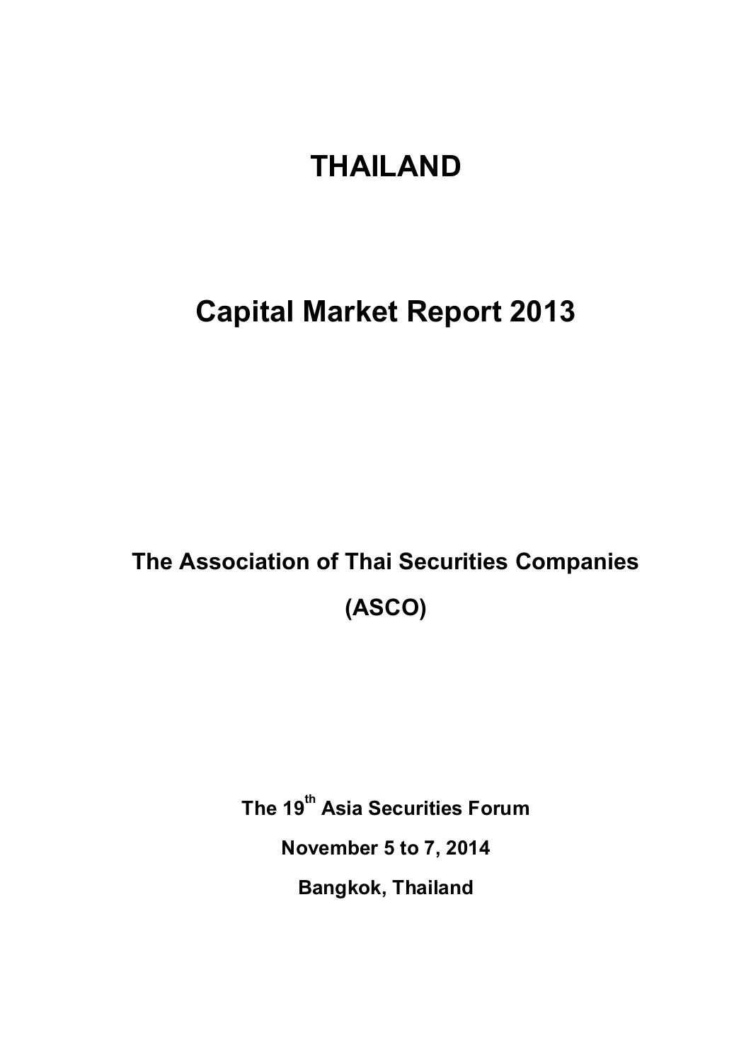# THAILAND

# Capital Market Report 2013

**The Association of Thai Securities Companies**

**(ASCO)**

**The 19th Asia Securities Forum**

**November 5 to 7, 2014**

**Bangkok, Thailand**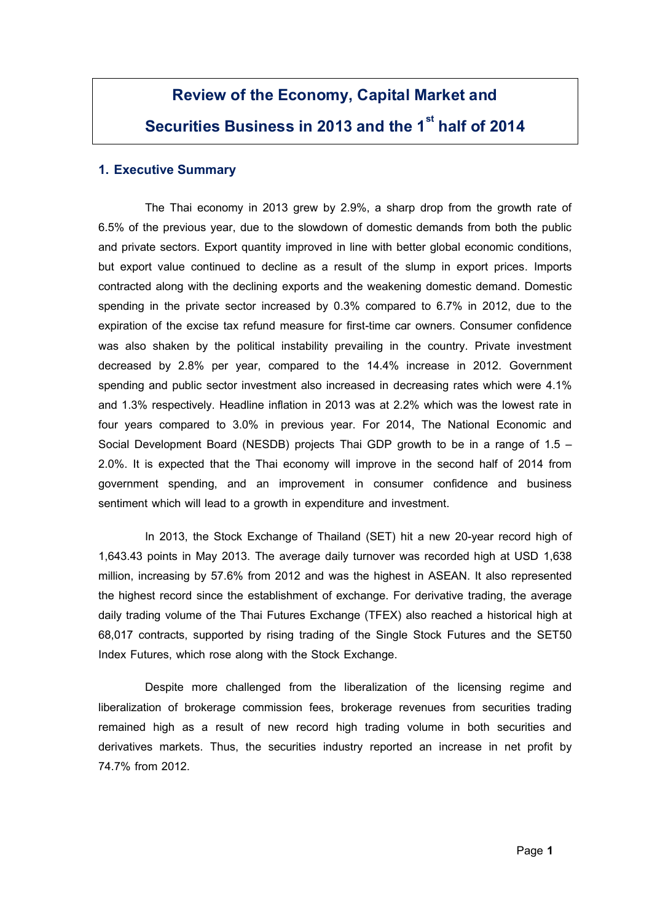# Review of the Economy, Capital Market and Securities Business in 2013 and the 1st half of 2014

## 1. Executive Summary

The Thai economy in 2013 grew by 2.9%, a sharp drop from the growth rate of 6.5% of the previous year, due to the slowdown of domestic demands from both the public and private sectors. Export quantity improved in line with better global economic conditions, but export value continued to decline as a result of the slump in export prices. Imports contracted along with the declining exports and the weakening domestic demand. Domestic spending in the private sector increased by 0.3% compared to 6.7% in 2012, due to the expiration of the excise tax refund measure for first-time car owners. Consumer confidence was also shaken by the political instability prevailing in the country. Private investment decreased by 2.8% per year, compared to the 14.4% increase in 2012. Government spending and public sector investment also increased in decreasing rates which were 4.1% and 1.3% respectively. Headline inflation in 2013 was at 2.2% which was the lowest rate in four years compared to 3.0% in previous year. For 2014, The National Economic and Social Development Board (NESDB) projects Thai GDP growth to be in a range of 1.5 – 2.0%. It is expected that the Thai economy will improve in the second half of 2014 from government spending, and an improvement in consumer confidence and business sentiment which will lead to a growth in expenditure and investment.

In 2013, the Stock Exchange of Thailand (SET) hit a new 20-year record high of 1,643.43 points in May 2013. The average daily turnover was recorded high at USD 1,638 million, increasing by 57.6% from 2012 and was the highest in ASEAN. It also represented the highest record since the establishment of exchange. For derivative trading, the average daily trading volume of the Thai Futures Exchange (TFEX) also reached a historical high at 68,017 contracts, supported by rising trading of the Single Stock Futures and the SET50 Index Futures, which rose along with the Stock Exchange.

Despite more challenged from the liberalization of the licensing regime and liberalization of brokerage commission fees, brokerage revenues from securities trading remained high as a result of new record high trading volume in both securities and derivatives markets. Thus, the securities industry reported an increase in net profit by 74.7% from 2012.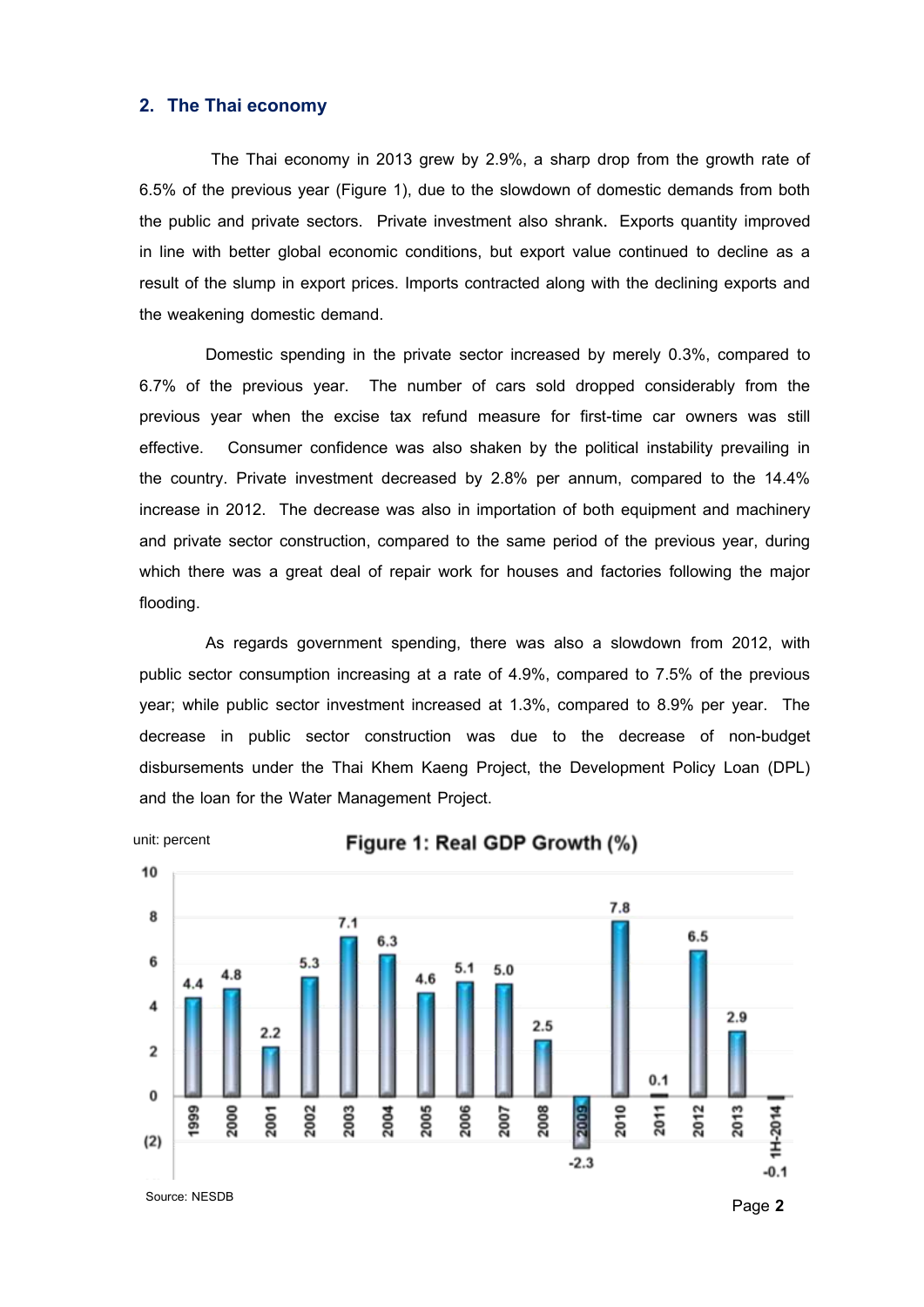## 2. The Thai economy

The Thai economy in 2013 grew by 2.9%, a sharp drop from the growth rate of 6.5% of the previous year (Figure 1), due to the slowdown of domestic demands from both the public and private sectors. Private investment also shrank. Exports quantity improved in line with better global economic conditions, but export value continued to decline as a result of the slump in export prices. Imports contracted along with the declining exports and the weakening domestic demand.

Domestic spending in the private sector increased by merely 0.3%, compared to 6.7% of the previous year. The number of cars sold dropped considerably from the previous year when the excise tax refund measure for first-time car owners was still effective. Consumer confidence was also shaken by the political instability prevailing in the country. Private investment decreased by 2.8% per annum, compared to the 14.4% increase in 2012. The decrease was also in importation of both equipment and machinery and private sector construction, compared to the same period of the previous year, during which there was a great deal of repair work for houses and factories following the major flooding.

As regards government spending, there was also a slowdown from 2012, with public sector consumption increasing at a rate of 4.9%, compared to 7.5% of the previous year; while public sector investment increased at 1.3%, compared to 8.9% per year. The decrease in public sector construction was due to the decrease of non-budget disbursements under the Thai Khem Kaeng Project, the Development Policy Loan (DPL) and the loan for the Water Management Project.

**Figure 1: Real GDP Growth (%)**

unit: percent

| 1999 | 2000 | 2001 | 2002 | 2003 | 2004 | 2005 | 2006 | 2007 | 2008 | 2009 | 2010 | 2011 | 2012 | 2013 | 1H-2014 |
|---|---|---|---|---|---|---|---|---|---|---|---|---|---|---|---|
| 4.4 | 4.8 | 2.2 | 5.3 | 7.1 | 6.3 | 4.6 | 5.1 | 5.0 | 2.5 | -2.3 | 7.8 | 0.1 | 6.5 | 2.9 | -0.1 |

Source: NESDB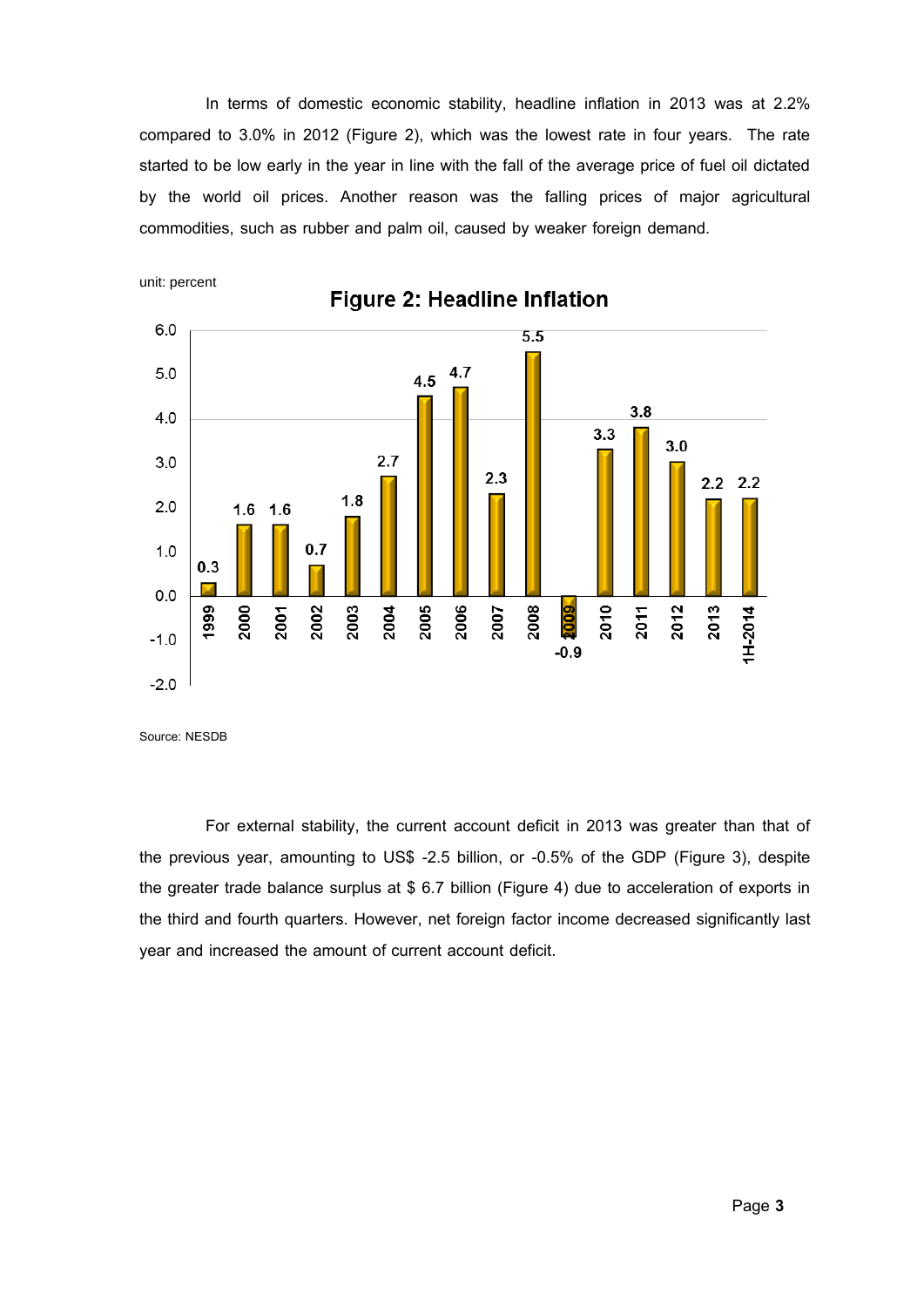In terms of domestic economic stability, headline inflation in 2013 was at 2.2% compared to 3.0% in 2012 (Figure 2), which was the lowest rate in four years. The rate started to be low early in the year in line with the fall of the average price of fuel oil dictated by the world oil prices. Another reason was the falling prices of major agricultural commodities, such as rubber and palm oil, caused by weaker foreign demand.

unit: percent

**Figure 2: Headline Inflation**

| Year | Headline Inflation |
|---|---|
| 1999 | 0.3 |
| 2000 | 1.6 |
| 2001 | 1.6 |
| 2002 | 0.7 |
| 2003 | 1.8 |
| 2004 | 2.7 |
| 2005 | 4.5 |
| 2006 | 4.7 |
| 2007 | 2.3 |
| 2008 | 5.5 |
| 2009 | -0.9 |
| 2010 | 3.3 |
| 2011 | 3.8 |
| 2012 | 3.0 |
| 2013 | 2.2 |
| 1H-2014 | 2.2 |

Source: NESDB

For external stability, the current account deficit in 2013 was greater than that of the previous year, amounting to US$ -2.5 billion, or -0.5% of the GDP (Figure 3), despite the greater trade balance surplus at $ 6.7 billion (Figure 4) due to acceleration of exports in the third and fourth quarters. However, net foreign factor income decreased significantly last year and increased the amount of current account deficit.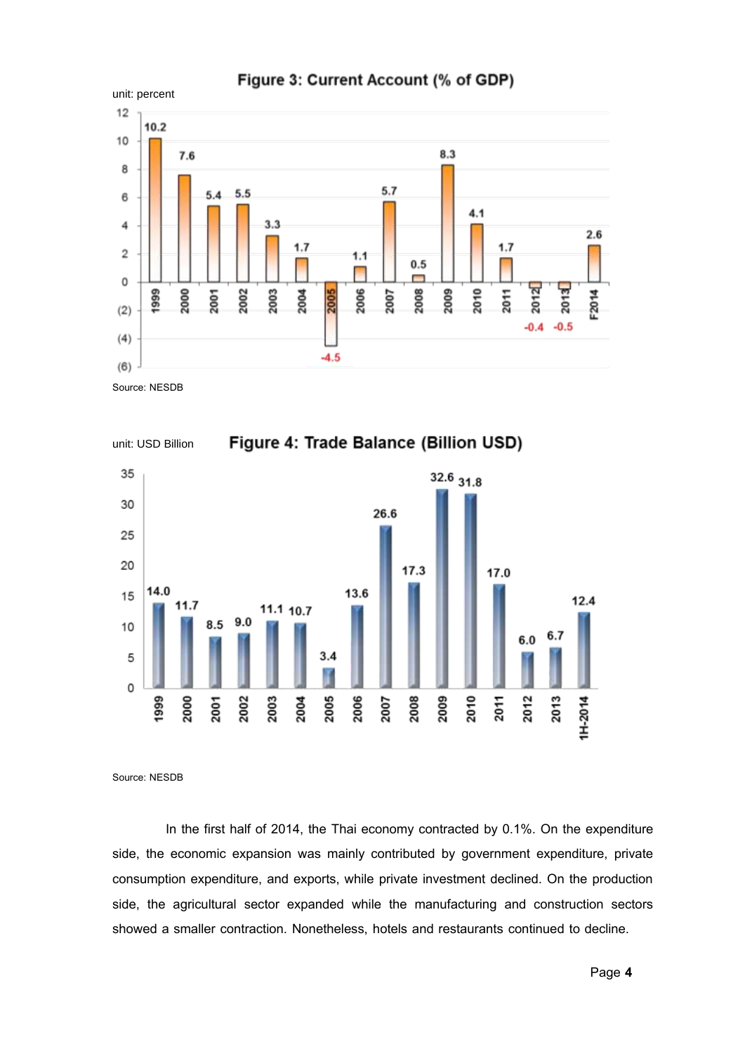**Figure 3: Current Account (% of GDP)**

unit: percent

| Year | 1999 | 2000 | 2001 | 2002 | 2003 | 2004 | 2005 | 2006 | 2007 | 2008 | 2009 | 2010 | 2011 | 2012 | 2013 | F2014 |
|---|---|---|---|---|---|---|---|---|---|---|---|---|---|---|---|---|
| % of GDP | 10.2 | 7.6 | 5.4 | 5.5 | 3.3 | 1.7 | -4.5 | 1.1 | 5.7 | 0.5 | 8.3 | 4.1 | 1.7 | -0.4 | -0.5 | 2.6 |

Source: NESDB

**Figure 4: Trade Balance (Billion USD)**

unit: USD Billion

| Year | 1999 | 2000 | 2001 | 2002 | 2003 | 2004 | 2005 | 2006 | 2007 | 2008 | 2009 | 2010 | 2011 | 2012 | 2013 | 1H-2014 |
|---|---|---|---|---|---|---|---|---|---|---|---|---|---|---|---|---|
| Billion USD | 14.0 | 11.7 | 8.5 | 9.0 | 11.1 | 10.7 | 3.4 | 13.6 | 26.6 | 17.3 | 32.6 | 31.8 | 17.0 | 6.0 | 6.7 | 12.4 |

Source: NESDB

In the first half of 2014, the Thai economy contracted by 0.1%. On the expenditure side, the economic expansion was mainly contributed by government expenditure, private consumption expenditure, and exports, while private investment declined. On the production side, the agricultural sector expanded while the manufacturing and construction sectors showed a smaller contraction. Nonetheless, hotels and restaurants continued to decline.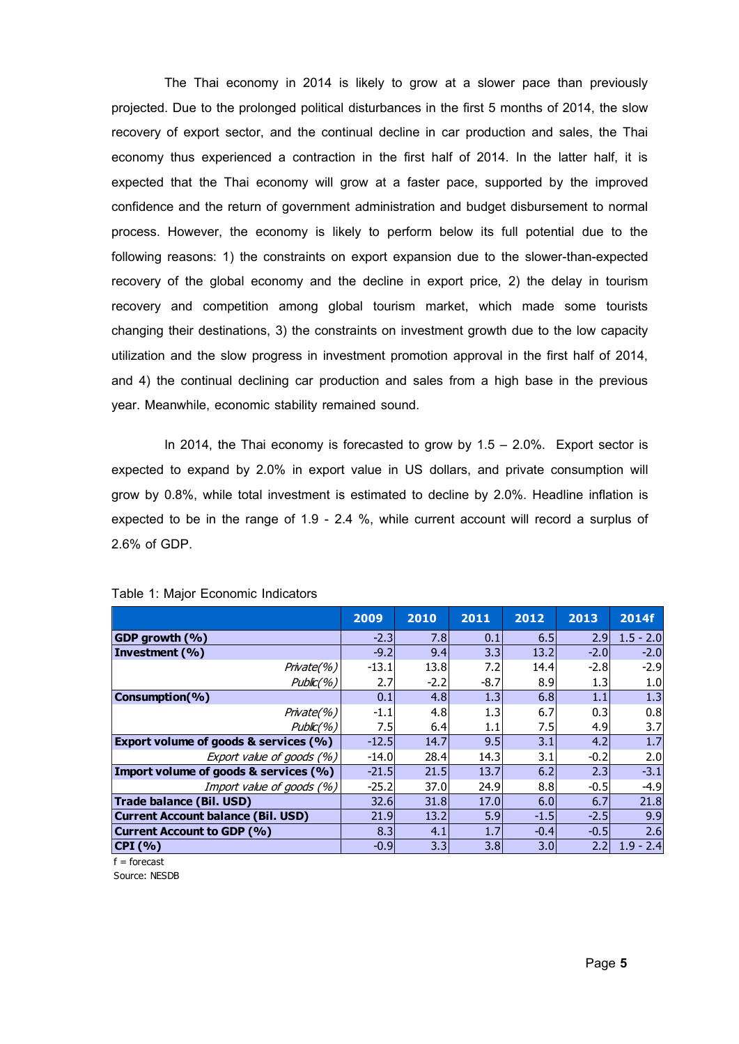The Thai economy in 2014 is likely to grow at a slower pace than previously projected. Due to the prolonged political disturbances in the first 5 months of 2014, the slow recovery of export sector, and the continual decline in car production and sales, the Thai economy thus experienced a contraction in the first half of 2014. In the latter half, it is expected that the Thai economy will grow at a faster pace, supported by the improved confidence and the return of government administration and budget disbursement to normal process. However, the economy is likely to perform below its full potential due to the following reasons: 1) the constraints on export expansion due to the slower-than-expected recovery of the global economy and the decline in export price, 2) the delay in tourism recovery and competition among global tourism market, which made some tourists changing their destinations, 3) the constraints on investment growth due to the low capacity utilization and the slow progress in investment promotion approval in the first half of 2014, and 4) the continual declining car production and sales from a high base in the previous year. Meanwhile, economic stability remained sound.

In 2014, the Thai economy is forecasted to grow by 1.5 – 2.0%. Export sector is expected to expand by 2.0% in export value in US dollars, and private consumption will grow by 0.8%, while total investment is estimated to decline by 2.0%. Headline inflation is expected to be in the range of 1.9 - 2.4 %, while current account will record a surplus of 2.6% of GDP.

Table 1: Major Economic Indicators

| | 2009 | 2010 | 2011 | 2012 | 2013 | 2014f |
|---|---|---|---|---|---|---|
| **GDP growth (%)** | -2.3 | 7.8 | 0.1 | 6.5 | 2.9 | 1.5 - 2.0 |
| **Investment (%)** | -9.2 | 9.4 | 3.3 | 13.2 | -2.0 | -2.0 |
| *Private(%)* | -13.1 | 13.8 | 7.2 | 14.4 | -2.8 | -2.9 |
| *Public(%)* | 2.7 | -2.2 | -8.7 | 8.9 | 1.3 | 1.0 |
| **Consumption(%)** | 0.1 | 4.8 | 1.3 | 6.8 | 1.1 | 1.3 |
| *Private(%)* | -1.1 | 4.8 | 1.3 | 6.7 | 0.3 | 0.8 |
| *Public(%)* | 7.5 | 6.4 | 1.1 | 7.5 | 4.9 | 3.7 |
| **Export volume of goods & services (%)** | -12.5 | 14.7 | 9.5 | 3.1 | 4.2 | 1.7 |
| *Export value of goods (%)* | -14.0 | 28.4 | 14.3 | 3.1 | -0.2 | 2.0 |
| **Import volume of goods & services (%)** | -21.5 | 21.5 | 13.7 | 6.2 | 2.3 | -3.1 |
| *Import value of goods (%)* | -25.2 | 37.0 | 24.9 | 8.8 | -0.5 | -4.9 |
| **Trade balance (Bil. USD)** | 32.6 | 31.8 | 17.0 | 6.0 | 6.7 | 21.8 |
| **Current Account balance (Bil. USD)** | 21.9 | 13.2 | 5.9 | -1.5 | -2.5 | 9.9 |
| **Current Account to GDP (%)** | 8.3 | 4.1 | 1.7 | -0.4 | -0.5 | 2.6 |
| **CPI (%)** | -0.9 | 3.3 | 3.8 | 3.0 | 2.2 | 1.9 - 2.4 |

f = forecast

Source: NESDB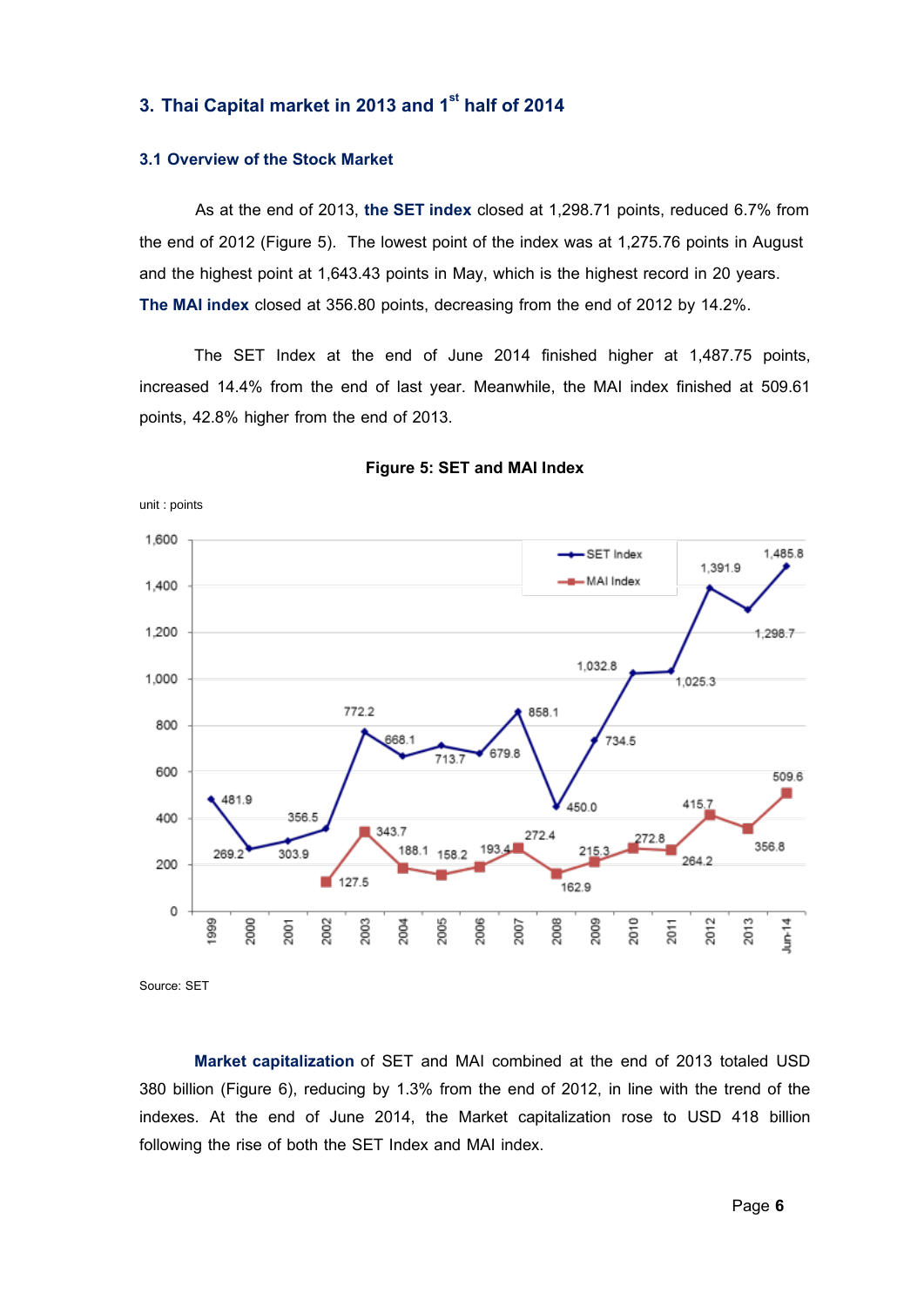## 3. Thai Capital market in 2013 and 1st half of 2014

### 3.1 Overview of the Stock Market

As at the end of 2013, **the SET index** closed at 1,298.71 points, reduced 6.7% from the end of 2012 (Figure 5). The lowest point of the index was at 1,275.76 points in August and the highest point at 1,643.43 points in May, which is the highest record in 20 years. **The MAI index** closed at 356.80 points, decreasing from the end of 2012 by 14.2%.

The SET Index at the end of June 2014 finished higher at 1,487.75 points, increased 14.4% from the end of last year. Meanwhile, the MAI index finished at 509.61 points, 42.8% higher from the end of 2013.

**Figure 5: SET and MAI Index**

unit : points

| Year | SET Index | MAI Index |
|---|---|---|
| 1999 | 481.9 | |
| 2000 | 269.2 | |
| 2001 | 303.9 | |
| 2002 | 356.5 | 127.5 |
| 2003 | 772.2 | 343.7 |
| 2004 | 668.1 | 188.1 |
| 2005 | 713.7 | 158.2 |
| 2006 | 679.8 | 193.4 |
| 2007 | 858.1 | 272.4 |
| 2008 | 450.0 | 162.9 |
| 2009 | 734.5 | 215.3 |
| 2010 | 1,032.8 | 272.8 |
| 2011 | 1,025.3 | 264.2 |
| 2012 | 1,391.9 | 415.7 |
| 2013 | 1,298.7 | 356.8 |
| Jun-14 | 1,485.8 | 509.6 |

Source: SET

**Market capitalization** of SET and MAI combined at the end of 2013 totaled USD 380 billion (Figure 6), reducing by 1.3% from the end of 2012, in line with the trend of the indexes. At the end of June 2014, the Market capitalization rose to USD 418 billion following the rise of both the SET Index and MAI index.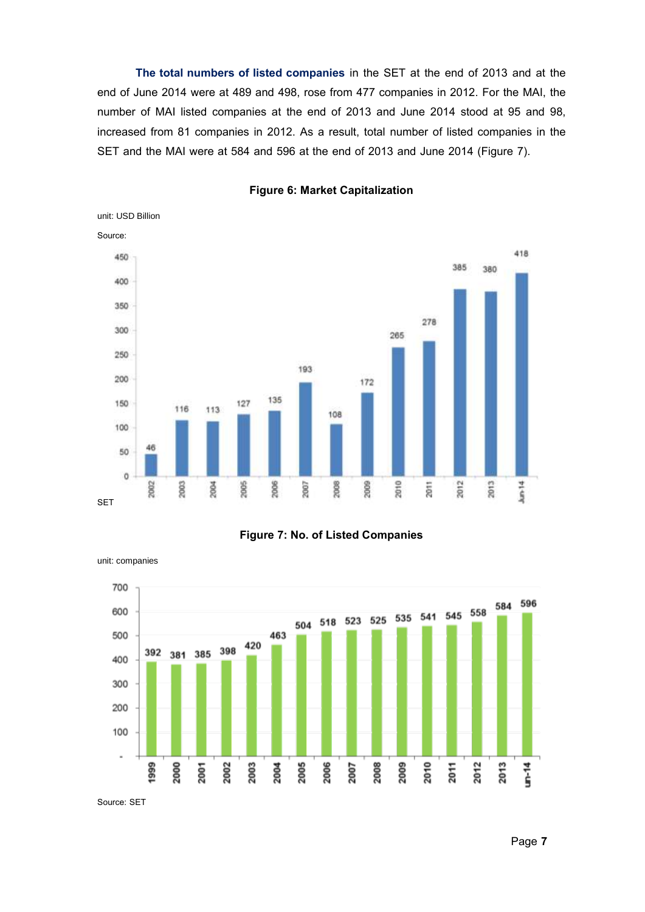**The total numbers of listed companies** in the SET at the end of 2013 and at the end of June 2014 were at 489 and 498, rose from 477 companies in 2012. For the MAI, the number of MAI listed companies at the end of 2013 and June 2014 stood at 95 and 98, increased from 81 companies in 2012. As a result, total number of listed companies in the SET and the MAI were at 584 and 596 at the end of 2013 and June 2014 (Figure 7).

**Figure 6: Market Capitalization**

unit: USD Billion

Source:

| Year | 2002 | 2003 | 2004 | 2005 | 2006 | 2007 | 2008 | 2009 | 2010 | 2011 | 2012 | 2013 | Jun-14 |
|---|---|---|---|---|---|---|---|---|---|---|---|---|---|
| Market Capitalization | 46 | 116 | 113 | 127 | 135 | 193 | 108 | 172 | 265 | 278 | 385 | 380 | 418 |

SET

**Figure 7: No. of Listed Companies**

unit: companies

| Year | 1999 | 2000 | 2001 | 2002 | 2003 | 2004 | 2005 | 2006 | 2007 | 2008 | 2009 | 2010 | 2011 | 2012 | 2013 | un-14 |
|---|---|---|---|---|---|---|---|---|---|---|---|---|---|---|---|---|
| No. of Listed Companies | 392 | 381 | 385 | 398 | 420 | 463 | 504 | 518 | 523 | 525 | 535 | 541 | 545 | 558 | 584 | 596 |

Source: SET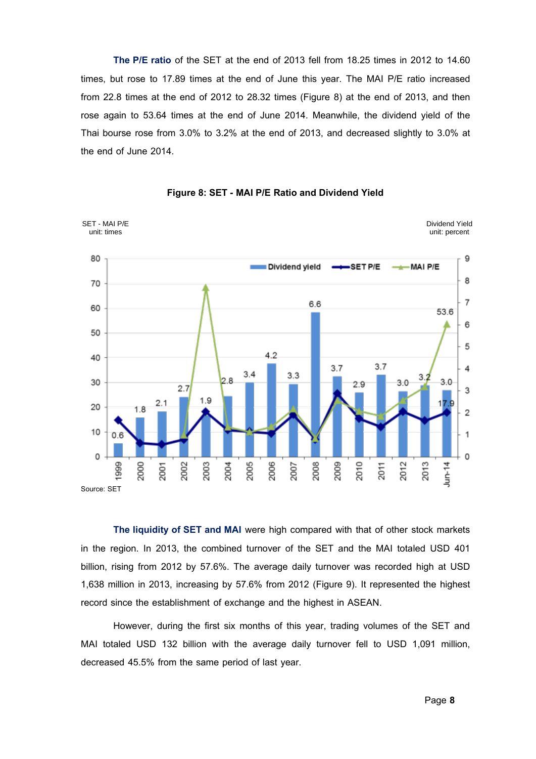**The P/E ratio** of the SET at the end of 2013 fell from 18.25 times in 2012 to 14.60 times, but rose to 17.89 times at the end of June this year. The MAI P/E ratio increased from 22.8 times at the end of 2012 to 28.32 times (Figure 8) at the end of 2013, and then rose again to 53.64 times at the end of June 2014. Meanwhile, the dividend yield of the Thai bourse rose from 3.0% to 3.2% at the end of 2013, and decreased slightly to 3.0% at the end of June 2014.

**Figure 8: SET - MAI P/E Ratio and Dividend Yield**

SET - MAI P/E unit: times | Dividend Yield unit: percent

| Year | Dividend yield (%) |
|---|---|
| 1999 | 0.6 |
| 2000 | 1.8 |
| 2001 | 2.1 |
| 2002 | 2.7 |
| 2003 | 1.9 |
| 2004 | 2.8 |
| 2005 | 3.4 |
| 2006 | 4.2 |
| 2007 | 3.3 |
| 2008 | 6.6 |
| 2009 | 3.7 |
| 2010 | 2.9 |
| 2011 | 3.7 |
| 2012 | 3.0 |
| 2013 | 3.2 |
| Jun-14 | 3.0 |

Legend: Dividend yield, SET P/E, MAI P/E. Labels: MAI P/E Jun-14: 53.6; SET P/E Jun-14: 17.9

Source: SET

**The liquidity of SET and MAI** were high compared with that of other stock markets in the region. In 2013, the combined turnover of the SET and the MAI totaled USD 401 billion, rising from 2012 by 57.6%. The average daily turnover was recorded high at USD 1,638 million in 2013, increasing by 57.6% from 2012 (Figure 9). It represented the highest record since the establishment of exchange and the highest in ASEAN.

However, during the first six months of this year, trading volumes of the SET and MAI totaled USD 132 billion with the average daily turnover fell to USD 1,091 million, decreased 45.5% from the same period of last year.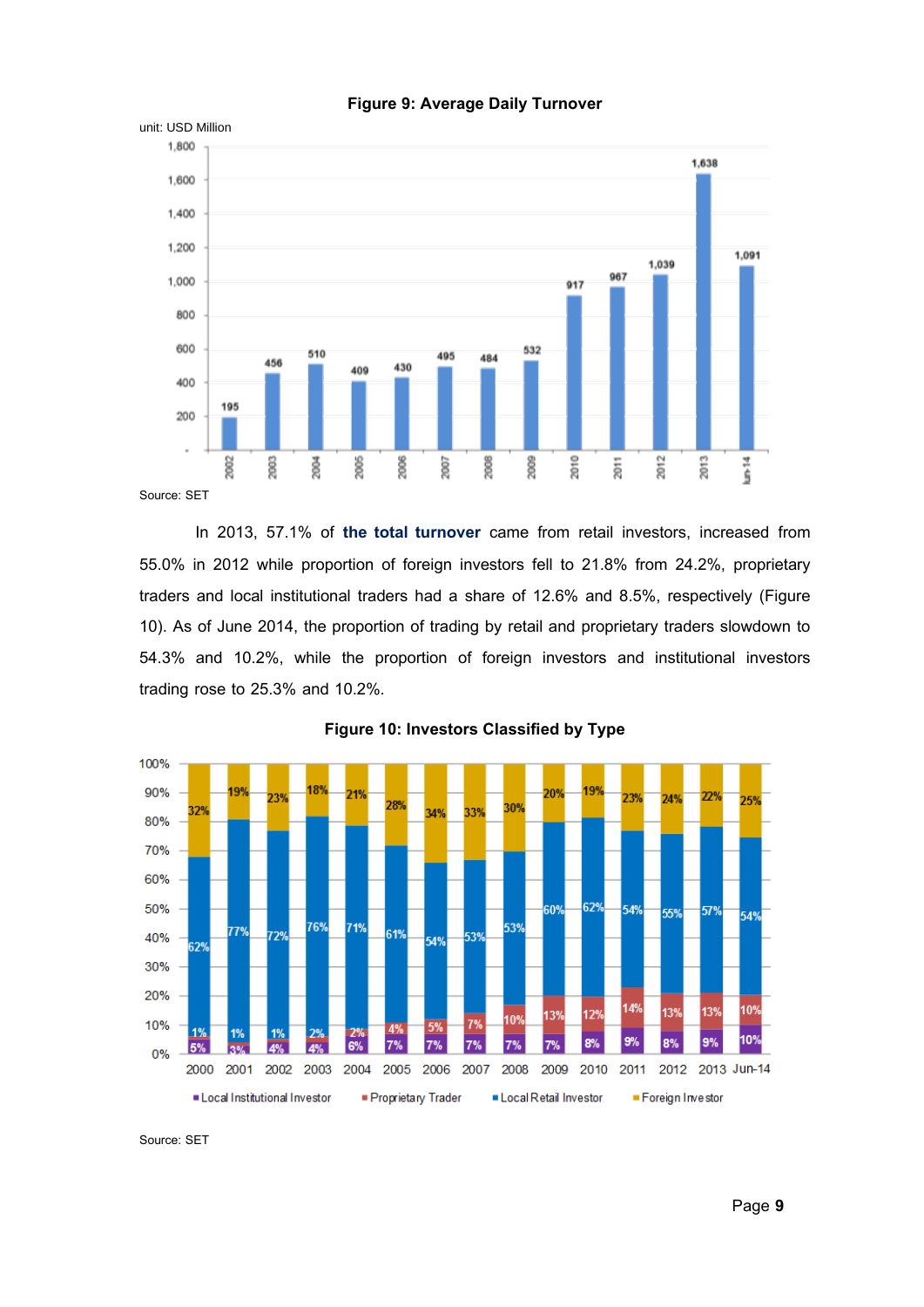**Figure 9: Average Daily Turnover**

unit: USD Million

| Year | Average Daily Turnover |
|---|---|
| 2002 | 195 |
| 2003 | 456 |
| 2004 | 510 |
| 2005 | 409 |
| 2006 | 430 |
| 2007 | 495 |
| 2008 | 484 |
| 2009 | 532 |
| 2010 | 917 |
| 2011 | 967 |
| 2012 | 1,039 |
| 2013 | 1,638 |
| Jun-14 | 1,091 |

Source: SET

In 2013, 57.1% of **the total turnover** came from retail investors, increased from 55.0% in 2012 while proportion of foreign investors fell to 21.8% from 24.2%, proprietary traders and local institutional traders had a share of 12.6% and 8.5%, respectively (Figure 10). As of June 2014, the proportion of trading by retail and proprietary traders slowdown to 54.3% and 10.2%, while the proportion of foreign investors and institutional investors trading rose to 25.3% and 10.2%.

**Figure 10: Investors Classified by Type**

| Year | Local Institutional Investor | Proprietary Trader | Local Retail Investor | Foreign Investor |
|---|---|---|---|---|
| 2000 | 5% | 1% | 62% | 32% |
| 2001 | 3% | 1% | 77% | 19% |
| 2002 | 4% | 1% | 72% | 23% |
| 2003 | 4% | 2% | 76% | 18% |
| 2004 | 6% | 2% | 71% | 21% |
| 2005 | 7% | 4% | 61% | 28% |
| 2006 | 7% | 5% | 54% | 34% |
| 2007 | 7% | 7% | 53% | 33% |
| 2008 | 7% | 10% | 53% | 30% |
| 2009 | 7% | 13% | 60% | 20% |
| 2010 | 8% | 12% | 62% | 19% |
| 2011 | 9% | 14% | 54% | 23% |
| 2012 | 8% | 13% | 55% | 24% |
| 2013 | 9% | 13% | 57% | 22% |
| Jun-14 | 10% | 10% | 54% | 25% |

Source: SET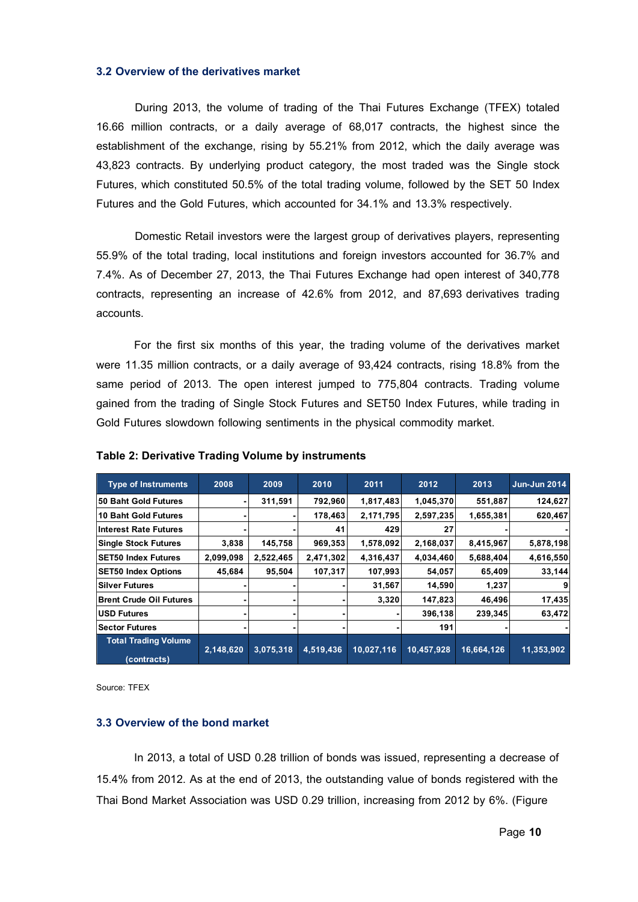### 3.2 Overview of the derivatives market

During 2013, the volume of trading of the Thai Futures Exchange (TFEX) totaled 16.66 million contracts, or a daily average of 68,017 contracts, the highest since the establishment of the exchange, rising by 55.21% from 2012, which the daily average was 43,823 contracts. By underlying product category, the most traded was the Single stock Futures, which constituted 50.5% of the total trading volume, followed by the SET 50 Index Futures and the Gold Futures, which accounted for 34.1% and 13.3% respectively.

Domestic Retail investors were the largest group of derivatives players, representing 55.9% of the total trading, local institutions and foreign investors accounted for 36.7% and 7.4%. As of December 27, 2013, the Thai Futures Exchange had open interest of 340,778 contracts, representing an increase of 42.6% from 2012, and 87,693 derivatives trading accounts.

For the first six months of this year, the trading volume of the derivatives market were 11.35 million contracts, or a daily average of 93,424 contracts, rising 18.8% from the same period of 2013. The open interest jumped to 775,804 contracts. Trading volume gained from the trading of Single Stock Futures and SET50 Index Futures, while trading in Gold Futures slowdown following sentiments in the physical commodity market.

**Table 2: Derivative Trading Volume by instruments**

| Type of Instruments | 2008 | 2009 | 2010 | 2011 | 2012 | 2013 | Jun-Jun 2014 |
|---|---|---|---|---|---|---|---|
| 50 Baht Gold Futures | - | 311,591 | 792,960 | 1,817,483 | 1,045,370 | 551,887 | 124,627 |
| 10 Baht Gold Futures | - | - | 178,463 | 2,171,795 | 2,597,235 | 1,655,381 | 620,467 |
| Interest Rate Futures | - | - | 41 | 429 | 27 | - | - |
| Single Stock Futures | 3,838 | 145,758 | 969,353 | 1,578,092 | 2,168,037 | 8,415,967 | 5,878,198 |
| SET50 Index Futures | 2,099,098 | 2,522,465 | 2,471,302 | 4,316,437 | 4,034,460 | 5,688,404 | 4,616,550 |
| SET50 Index Options | 45,684 | 95,504 | 107,317 | 107,993 | 54,057 | 65,409 | 33,144 |
| Silver Futures | - | - | - | 31,567 | 14,590 | 1,237 | 9 |
| Brent Crude Oil Futures | - | - | - | 3,320 | 147,823 | 46,496 | 17,435 |
| USD Futures | - | - | - | - | 396,138 | 239,345 | 63,472 |
| Sector Futures | - | - | - | - | 191 | - | - |
| **Total Trading Volume (contracts)** | **2,148,620** | **3,075,318** | **4,519,436** | **10,027,116** | **10,457,928** | **16,664,126** | **11,353,902** |

Source: TFEX

### 3.3 Overview of the bond market

In 2013, a total of USD 0.28 trillion of bonds was issued, representing a decrease of 15.4% from 2012. As at the end of 2013, the outstanding value of bonds registered with the Thai Bond Market Association was USD 0.29 trillion, increasing from 2012 by 6%. (Figure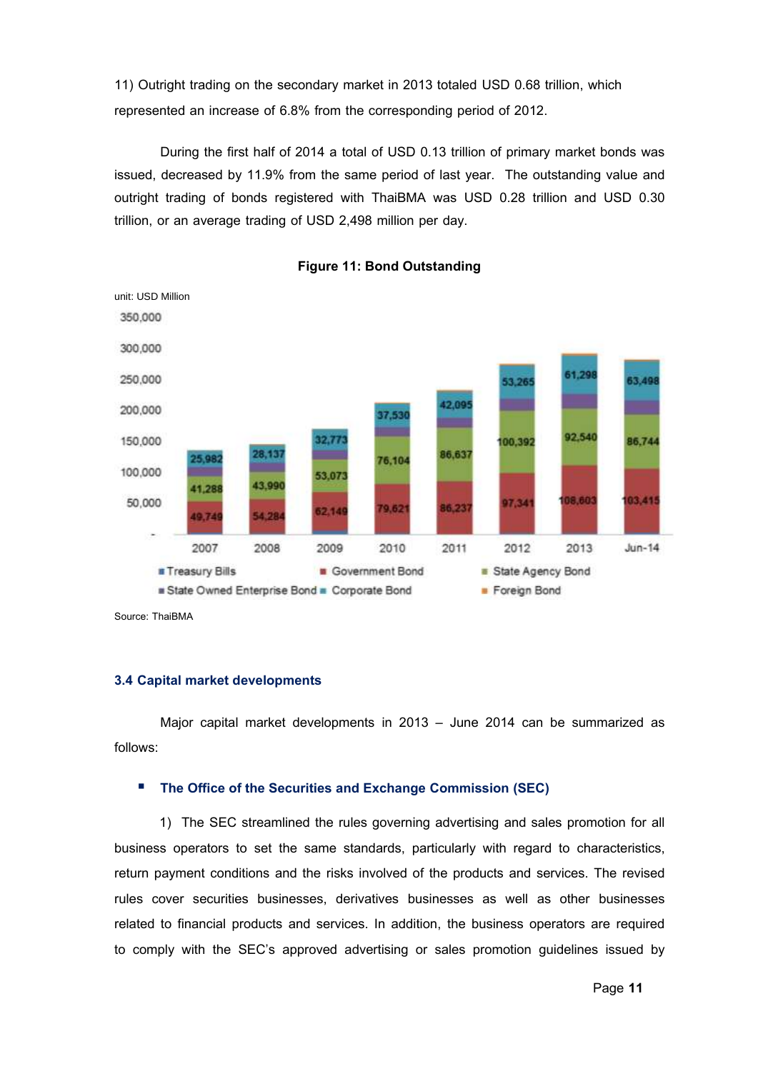11) Outright trading on the secondary market in 2013 totaled USD 0.68 trillion, which represented an increase of 6.8% from the corresponding period of 2012.

During the first half of 2014 a total of USD 0.13 trillion of primary market bonds was issued, decreased by 11.9% from the same period of last year. The outstanding value and outright trading of bonds registered with ThaiBMA was USD 0.28 trillion and USD 0.30 trillion, or an average trading of USD 2,498 million per day.

**Figure 11: Bond Outstanding**

unit: USD Million

| | 2007 | 2008 | 2009 | 2010 | 2011 | 2012 | 2013 | Jun-14 |
|---|---|---|---|---|---|---|---|---|
| Government Bond | 49,749 | 54,284 | 62,149 | 79,621 | 86,237 | 97,341 | 108,603 | 103,415 |
| State Agency Bond | 41,288 | 43,990 | 53,073 | 76,104 | 86,637 | 100,392 | 92,540 | 86,744 |
| Corporate Bond | 25,982 | 28,137 | 32,773 | 37,530 | 42,095 | 53,265 | 61,298 | 63,498 |

Legend: Treasury Bills, Government Bond, State Agency Bond, State Owned Enterprise Bond, Corporate Bond, Foreign Bond

Source: ThaiBMA

### 3.4 Capital market developments

Major capital market developments in 2013 – June 2014 can be summarized as follows:

- **The Office of the Securities and Exchange Commission (SEC)**

1) The SEC streamlined the rules governing advertising and sales promotion for all business operators to set the same standards, particularly with regard to characteristics, return payment conditions and the risks involved of the products and services. The revised rules cover securities businesses, derivatives businesses as well as other businesses related to financial products and services. In addition, the business operators are required to comply with the SEC's approved advertising or sales promotion guidelines issued by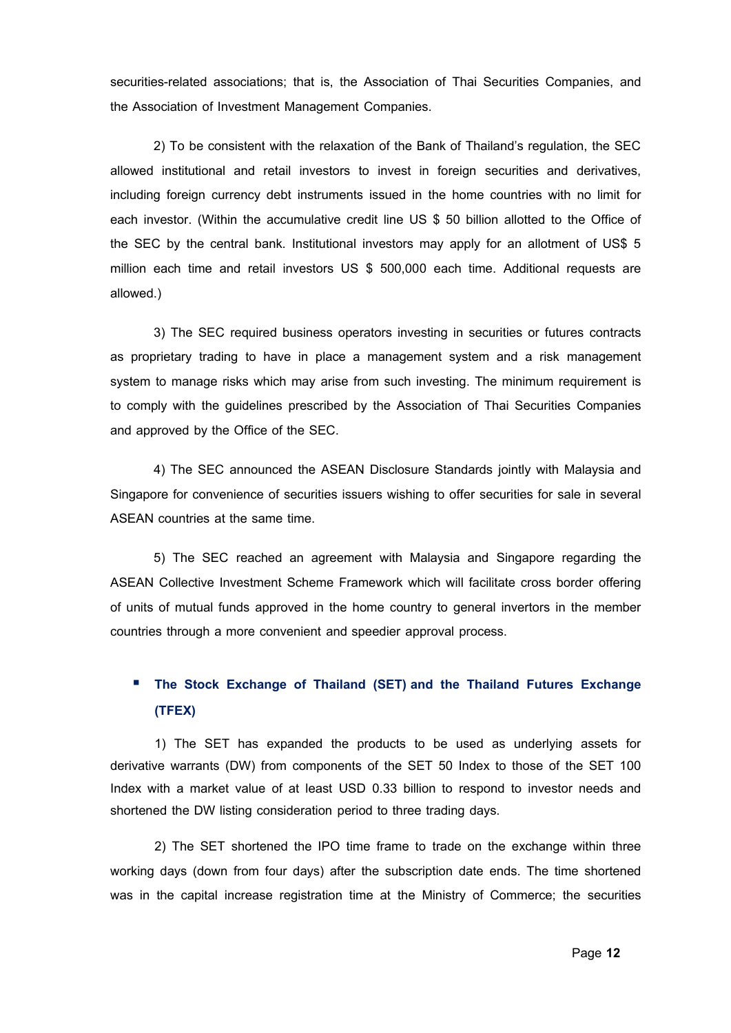securities-related associations; that is, the Association of Thai Securities Companies, and the Association of Investment Management Companies.

2) To be consistent with the relaxation of the Bank of Thailand's regulation, the SEC allowed institutional and retail investors to invest in foreign securities and derivatives, including foreign currency debt instruments issued in the home countries with no limit for each investor. (Within the accumulative credit line US $ 50 billion allotted to the Office of the SEC by the central bank. Institutional investors may apply for an allotment of US$ 5 million each time and retail investors US $ 500,000 each time. Additional requests are allowed.)

3) The SEC required business operators investing in securities or futures contracts as proprietary trading to have in place a management system and a risk management system to manage risks which may arise from such investing. The minimum requirement is to comply with the guidelines prescribed by the Association of Thai Securities Companies and approved by the Office of the SEC.

4) The SEC announced the ASEAN Disclosure Standards jointly with Malaysia and Singapore for convenience of securities issuers wishing to offer securities for sale in several ASEAN countries at the same time.

5) The SEC reached an agreement with Malaysia and Singapore regarding the ASEAN Collective Investment Scheme Framework which will facilitate cross border offering of units of mutual funds approved in the home country to general invertors in the member countries through a more convenient and speedier approval process.

- **The Stock Exchange of Thailand (SET) and the Thailand Futures Exchange (TFEX)**

1) The SET has expanded the products to be used as underlying assets for derivative warrants (DW) from components of the SET 50 Index to those of the SET 100 Index with a market value of at least USD 0.33 billion to respond to investor needs and shortened the DW listing consideration period to three trading days.

2) The SET shortened the IPO time frame to trade on the exchange within three working days (down from four days) after the subscription date ends. The time shortened was in the capital increase registration time at the Ministry of Commerce; the securities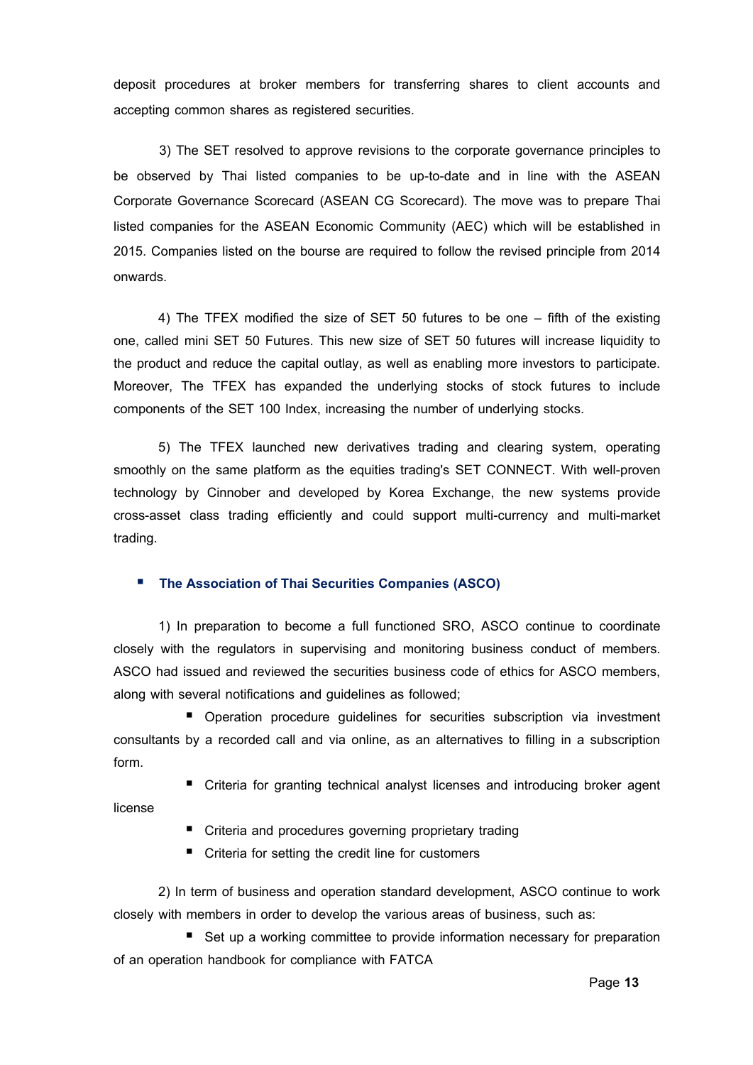deposit procedures at broker members for transferring shares to client accounts and accepting common shares as registered securities.

3) The SET resolved to approve revisions to the corporate governance principles to be observed by Thai listed companies to be up-to-date and in line with the ASEAN Corporate Governance Scorecard (ASEAN CG Scorecard). The move was to prepare Thai listed companies for the ASEAN Economic Community (AEC) which will be established in 2015. Companies listed on the bourse are required to follow the revised principle from 2014 onwards.

4) The TFEX modified the size of SET 50 futures to be one – fifth of the existing one, called mini SET 50 Futures. This new size of SET 50 futures will increase liquidity to the product and reduce the capital outlay, as well as enabling more investors to participate. Moreover, The TFEX has expanded the underlying stocks of stock futures to include components of the SET 100 Index, increasing the number of underlying stocks.

5) The TFEX launched new derivatives trading and clearing system, operating smoothly on the same platform as the equities trading's SET CONNECT. With well-proven technology by Cinnober and developed by Korea Exchange, the new systems provide cross-asset class trading efficiently and could support multi-currency and multi-market trading.

- **The Association of Thai Securities Companies (ASCO)**

1) In preparation to become a full functioned SRO, ASCO continue to coordinate closely with the regulators in supervising and monitoring business conduct of members. ASCO had issued and reviewed the securities business code of ethics for ASCO members, along with several notifications and guidelines as followed;

- Operation procedure guidelines for securities subscription via investment consultants by a recorded call and via online, as an alternatives to filling in a subscription form.
- Criteria for granting technical analyst licenses and introducing broker agent license
- Criteria and procedures governing proprietary trading
- Criteria for setting the credit line for customers

2) In term of business and operation standard development, ASCO continue to work closely with members in order to develop the various areas of business, such as:

- Set up a working committee to provide information necessary for preparation of an operation handbook for compliance with FATCA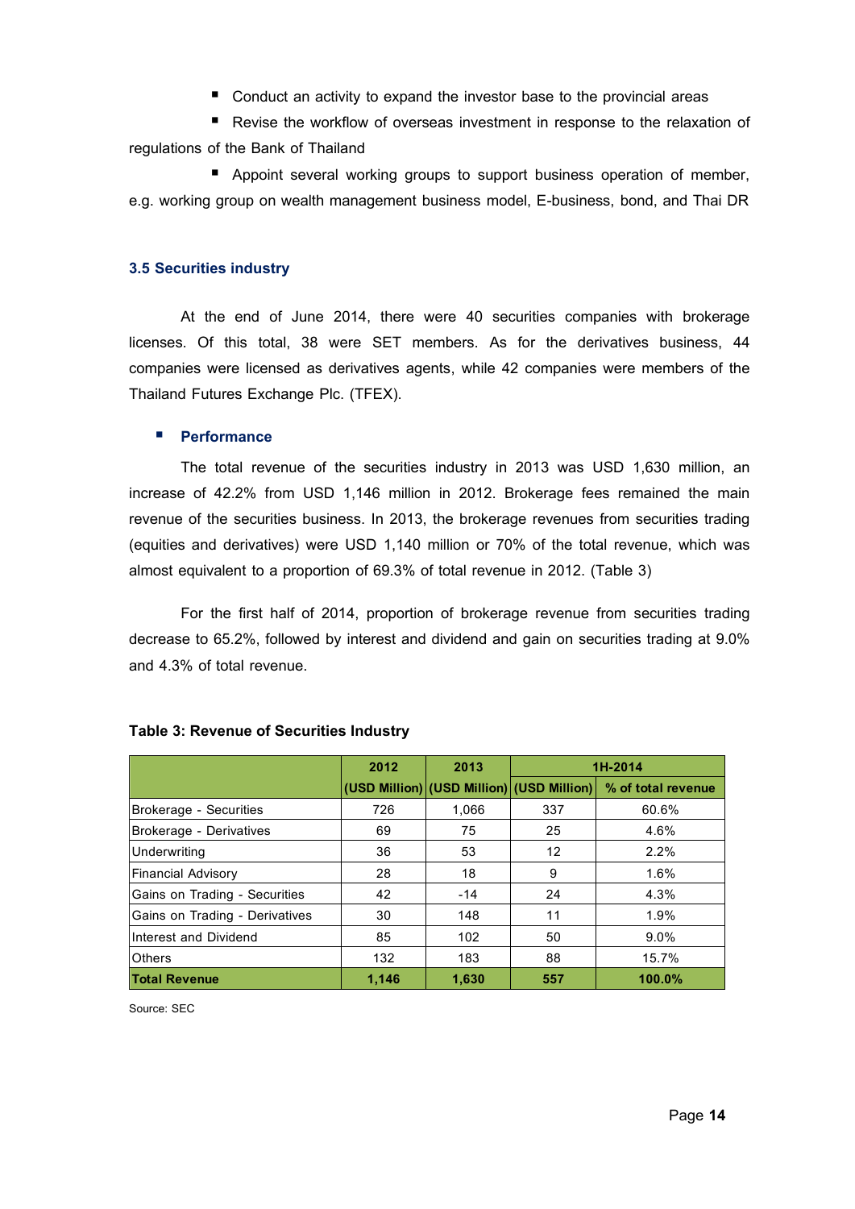- Conduct an activity to expand the investor base to the provincial areas
- Revise the workflow of overseas investment in response to the relaxation of regulations of the Bank of Thailand
- Appoint several working groups to support business operation of member, e.g. working group on wealth management business model, E-business, bond, and Thai DR

### 3.5 Securities industry

At the end of June 2014, there were 40 securities companies with brokerage licenses. Of this total, 38 were SET members. As for the derivatives business, 44 companies were licensed as derivatives agents, while 42 companies were members of the Thailand Futures Exchange Plc. (TFEX).

- **Performance**

The total revenue of the securities industry in 2013 was USD 1,630 million, an increase of 42.2% from USD 1,146 million in 2012. Brokerage fees remained the main revenue of the securities business. In 2013, the brokerage revenues from securities trading (equities and derivatives) were USD 1,140 million or 70% of the total revenue, which was almost equivalent to a proportion of 69.3% of total revenue in 2012. (Table 3)

For the first half of 2014, proportion of brokerage revenue from securities trading decrease to 65.2%, followed by interest and dividend and gain on securities trading at 9.0% and 4.3% of total revenue.

**Table 3: Revenue of Securities Industry**

| | 2012 | 2013 | 1H-2014 | |
|---|---|---|---|---|
| | (USD Million) | (USD Million) | (USD Million) | % of total revenue |
| Brokerage - Securities | 726 | 1,066 | 337 | 60.6% |
| Brokerage - Derivatives | 69 | 75 | 25 | 4.6% |
| Underwriting | 36 | 53 | 12 | 2.2% |
| Financial Advisory | 28 | 18 | 9 | 1.6% |
| Gains on Trading - Securities | 42 | -14 | 24 | 4.3% |
| Gains on Trading - Derivatives | 30 | 148 | 11 | 1.9% |
| Interest and Dividend | 85 | 102 | 50 | 9.0% |
| Others | 132 | 183 | 88 | 15.7% |
| **Total Revenue** | **1,146** | **1,630** | **557** | **100.0%** |

Source: SEC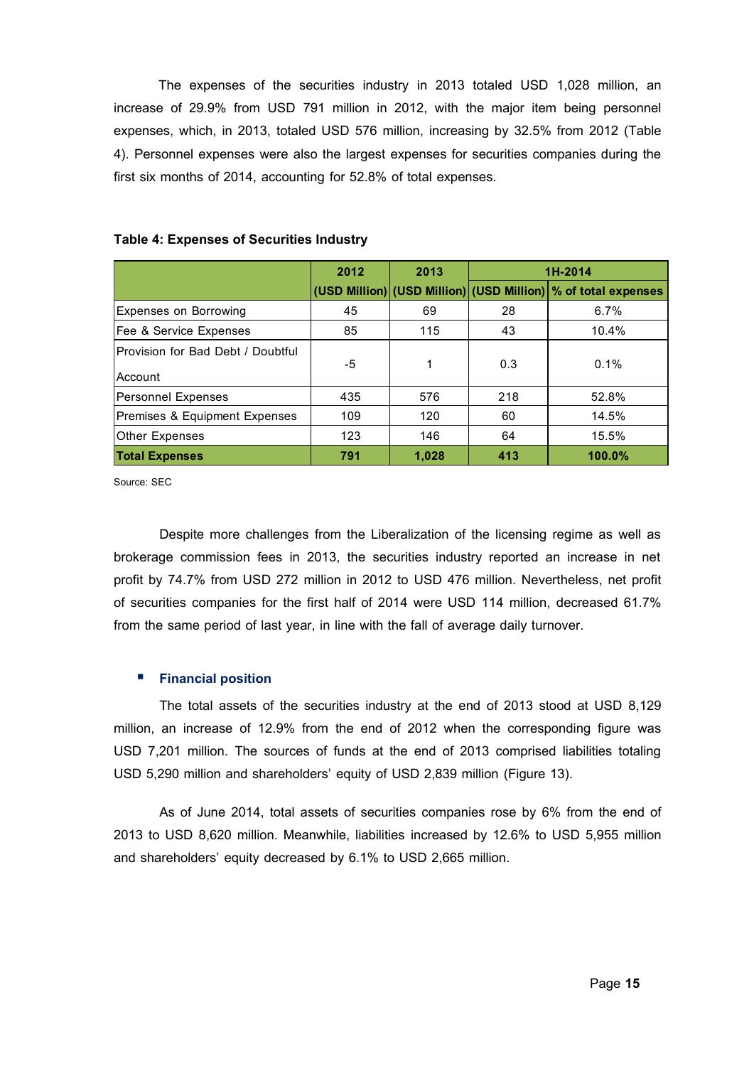The expenses of the securities industry in 2013 totaled USD 1,028 million, an increase of 29.9% from USD 791 million in 2012, with the major item being personnel expenses, which, in 2013, totaled USD 576 million, increasing by 32.5% from 2012 (Table 4). Personnel expenses were also the largest expenses for securities companies during the first six months of 2014, accounting for 52.8% of total expenses.

**Table 4: Expenses of Securities Industry**

| | 2012 | 2013 | 1H-2014 | |
|---|---|---|---|---|
| | (USD Million) | (USD Million) | (USD Million) | % of total expenses |
| Expenses on Borrowing | 45 | 69 | 28 | 6.7% |
| Fee & Service Expenses | 85 | 115 | 43 | 10.4% |
| Provision for Bad Debt / Doubtful Account | -5 | 1 | 0.3 | 0.1% |
| Personnel Expenses | 435 | 576 | 218 | 52.8% |
| Premises & Equipment Expenses | 109 | 120 | 60 | 14.5% |
| Other Expenses | 123 | 146 | 64 | 15.5% |
| **Total Expenses** | **791** | **1,028** | **413** | **100.0%** |

Source: SEC

Despite more challenges from the Liberalization of the licensing regime as well as brokerage commission fees in 2013, the securities industry reported an increase in net profit by 74.7% from USD 272 million in 2012 to USD 476 million. Nevertheless, net profit of securities companies for the first half of 2014 were USD 114 million, decreased 61.7% from the same period of last year, in line with the fall of average daily turnover.

- **Financial position**

The total assets of the securities industry at the end of 2013 stood at USD 8,129 million, an increase of 12.9% from the end of 2012 when the corresponding figure was USD 7,201 million. The sources of funds at the end of 2013 comprised liabilities totaling USD 5,290 million and shareholders' equity of USD 2,839 million (Figure 13).

As of June 2014, total assets of securities companies rose by 6% from the end of 2013 to USD 8,620 million. Meanwhile, liabilities increased by 12.6% to USD 5,955 million and shareholders' equity decreased by 6.1% to USD 2,665 million.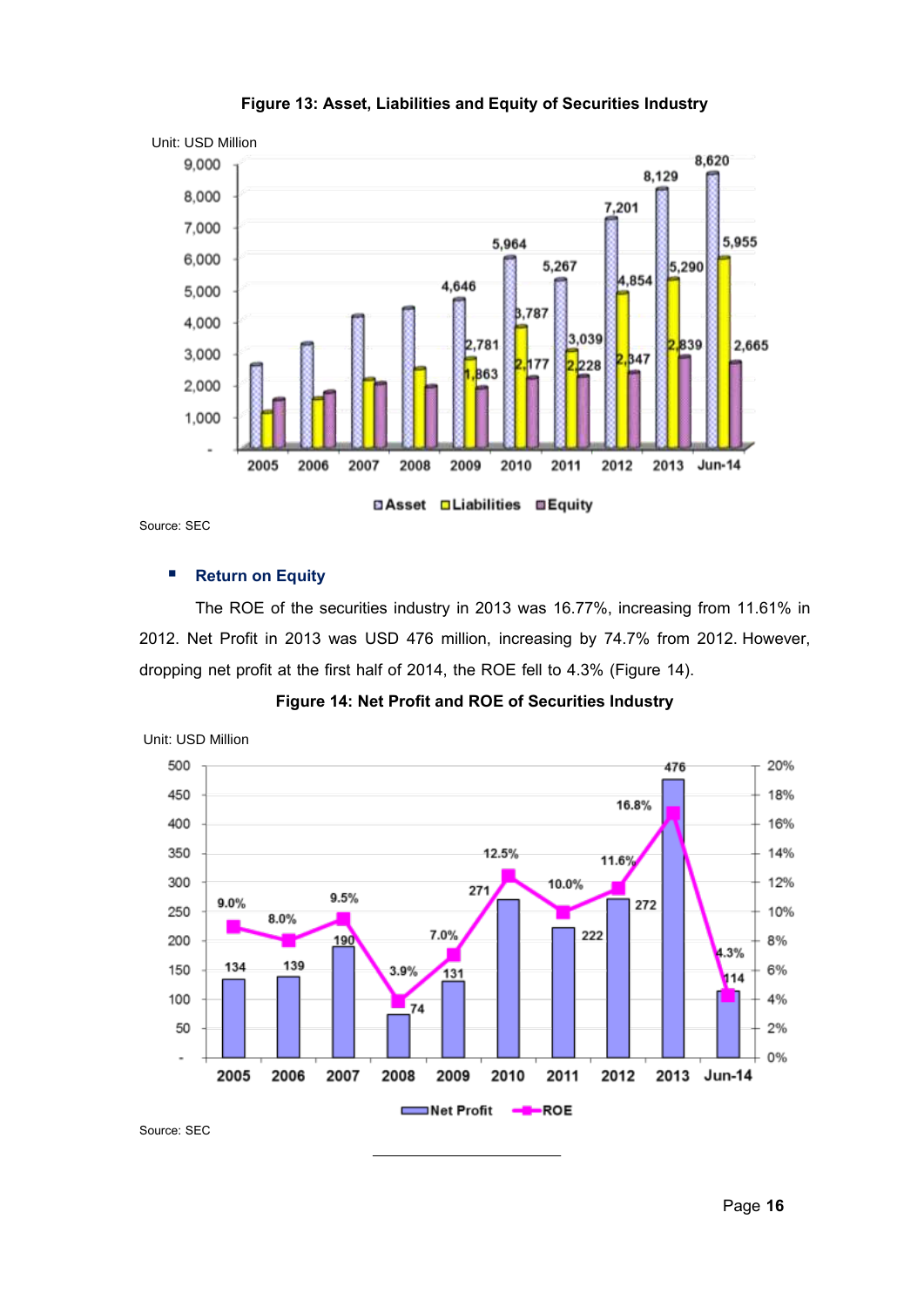**Figure 13: Asset, Liabilities and Equity of Securities Industry**

Unit: USD Million

9,000
8,000
7,000
6,000
5,000
4,000
3,000
2,000
1,000
-

8,620
8,129
7,201
5,964
5,267
4,646
3,787
2,781
1,863
2,177
3,039
2,228
4,854
2,347
5,290
2,839
5,955
2,665

2005 2006 2007 2008 2009 2010 2011 2012 2013 Jun-14

Asset Liabilities Equity

Source: SEC

- **Return on Equity**

The ROE of the securities industry in 2013 was 16.77%, increasing from 11.61% in 2012. Net Profit in 2013 was USD 476 million, increasing by 74.7% from 2012. However, dropping net profit at the first half of 2014, the ROE fell to 4.3% (Figure 14).

**Figure 14: Net Profit and ROE of Securities Industry**

Unit: USD Million

500
450
400
350
300
250
200
150
100
50
-

20%
18%
16%
14%
12%
10%
8%
6%
4%
2%
0%

9.0%
8.0%
9.5%
3.9%
7.0%
12.5%
10.0%
11.6%
16.8%
4.3%

134
139
190
74
131
271
222
272
476
114

2005 2006 2007 2008 2009 2010 2011 2012 2013 Jun-14

Net Profit ROE

Source: SEC